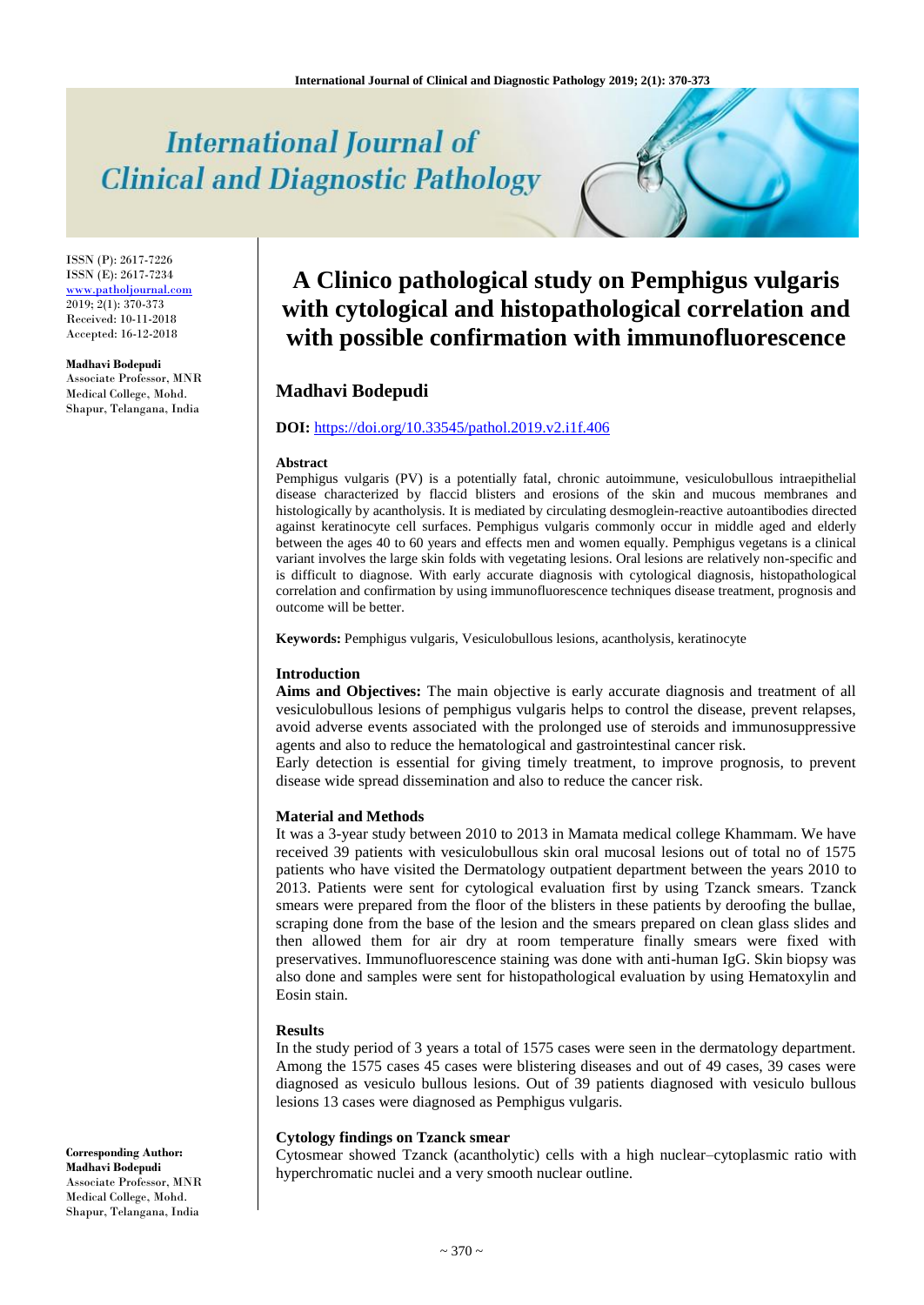ISSN (P): 2617-7226
ISSN (E): 2617-7234
www.patholjournal.com
2019; 2(1): 370-373
Received: 10-11-2018
Accepted: 16-12-2018

**Madhavi Bodepudi**
Associate Professor, MNR Medical College, Mohd. Shapur, Telangana, India

# A Clinico pathological study on Pemphigus vulgaris with cytological and histopathological correlation and with possible confirmation with immunofluorescence

## Madhavi Bodepudi

**DOI:** https://doi.org/10.33545/pathol.2019.v2.i1f.406

### Abstract

Pemphigus vulgaris (PV) is a potentially fatal, chronic autoimmune, vesiculobullous intraepithelial disease characterized by flaccid blisters and erosions of the skin and mucous membranes and histologically by acantholysis. It is mediated by circulating desmoglein-reactive autoantibodies directed against keratinocyte cell surfaces. Pemphigus vulgaris commonly occur in middle aged and elderly between the ages 40 to 60 years and effects men and women equally. Pemphigus vegetans is a clinical variant involves the large skin folds with vegetating lesions. Oral lesions are relatively non-specific and is difficult to diagnose. With early accurate diagnosis with cytological diagnosis, histopathological correlation and confirmation by using immunofluorescence techniques disease treatment, prognosis and outcome will be better.

**Keywords:** Pemphigus vulgaris, Vesiculobullous lesions, acantholysis, keratinocyte

### Introduction

**Aims and Objectives:** The main objective is early accurate diagnosis and treatment of all vesiculobullous lesions of pemphigus vulgaris helps to control the disease, prevent relapses, avoid adverse events associated with the prolonged use of steroids and immunosuppressive agents and also to reduce the hematological and gastrointestinal cancer risk.

Early detection is essential for giving timely treatment, to improve prognosis, to prevent disease wide spread dissemination and also to reduce the cancer risk.

### Material and Methods

It was a 3-year study between 2010 to 2013 in Mamata medical college Khammam. We have received 39 patients with vesiculobullous skin oral mucosal lesions out of total no of 1575 patients who have visited the Dermatology outpatient department between the years 2010 to 2013. Patients were sent for cytological evaluation first by using Tzanck smears. Tzanck smears were prepared from the floor of the blisters in these patients by deroofing the bullae, scraping done from the base of the lesion and the smears prepared on clean glass slides and then allowed them for air dry at room temperature finally smears were fixed with preservatives. Immunofluorescence staining was done with anti-human IgG. Skin biopsy was also done and samples were sent for histopathological evaluation by using Hematoxylin and Eosin stain.

### Results

In the study period of 3 years a total of 1575 cases were seen in the dermatology department. Among the 1575 cases 45 cases were blistering diseases and out of 49 cases, 39 cases were diagnosed as vesiculo bullous lesions. Out of 39 patients diagnosed with vesiculo bullous lesions 13 cases were diagnosed as Pemphigus vulgaris.

### Cytology findings on Tzanck smear

Cytosmear showed Tzanck (acantholytic) cells with a high nuclear–cytoplasmic ratio with hyperchromatic nuclei and a very smooth nuclear outline.

**Corresponding Author:**
**Madhavi Bodepudi**
Associate Professor, MNR Medical College, Mohd. Shapur, Telangana, India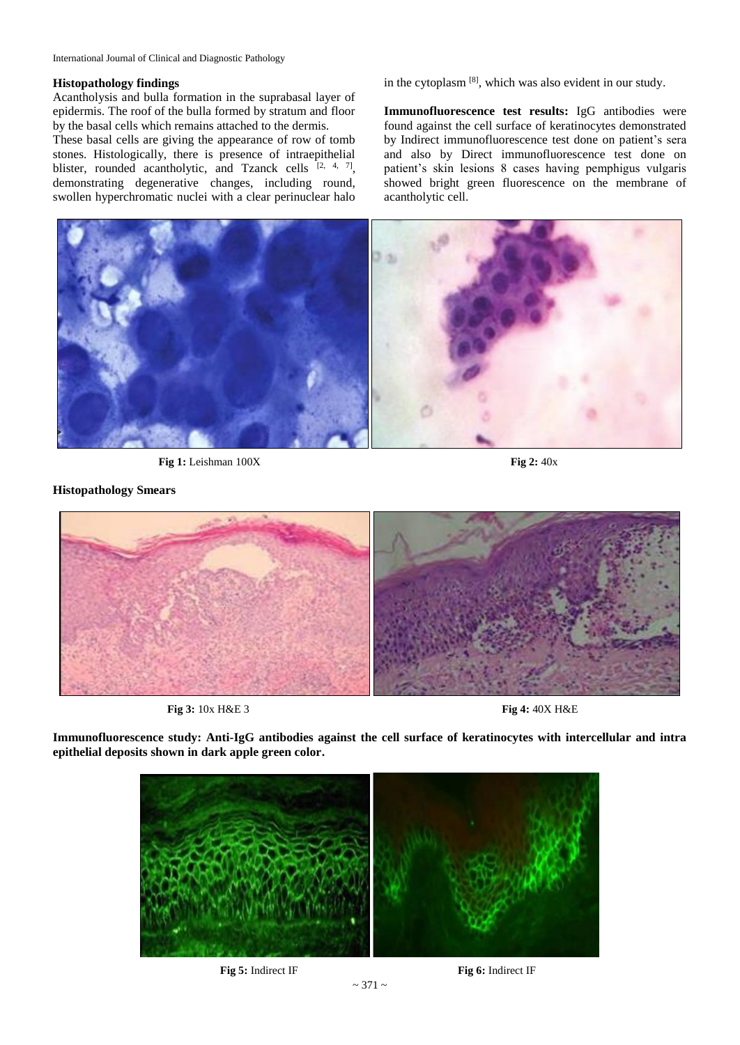### Histopathology findings

Acantholysis and bulla formation in the suprabasal layer of epidermis. The roof of the bulla formed by stratum and floor by the basal cells which remains attached to the dermis.

These basal cells are giving the appearance of row of tomb stones. Histologically, there is presence of intraepithelial blister, rounded acantholytic, and Tzanck cells [2, 4, 7], demonstrating degenerative changes, including round, swollen hyperchromatic nuclei with a clear perinuclear halo in the cytoplasm [8], which was also evident in our study.

**Immunofluorescence test results:** IgG antibodies were found against the cell surface of keratinocytes demonstrated by Indirect immunofluorescence test done on patient's sera and also by Direct immunofluorescence test done on patient's skin lesions 8 cases having pemphigus vulgaris showed bright green fluorescence on the membrane of acantholytic cell.

**Fig 1:** Leishman 100X

**Fig 2:** 40x

**Histopathology Smears**

**Fig 3:** 10x H&E 3

**Fig 4:** 40X H&E

**Immunofluorescence study: Anti-IgG antibodies against the cell surface of keratinocytes with intercellular and intra epithelial deposits shown in dark apple green color.**

**Fig 5:** Indirect IF

**Fig 6:** Indirect IF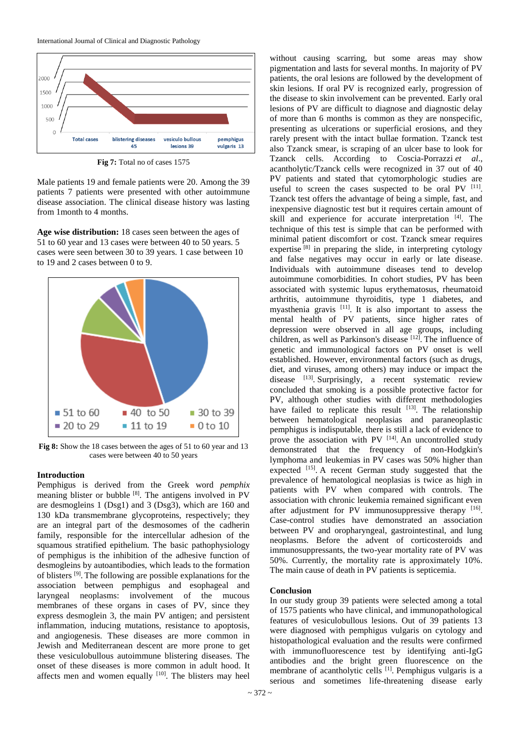Fig 7: Total no of cases 1575

Male patients 19 and female patients were 20. Among the 39 patients 7 patients were presented with other autoimmune disease association. The clinical disease history was lasting from 1month to 4 months.

**Age wise distribution:** 18 cases seen between the ages of 51 to 60 year and 13 cases were between 40 to 50 years. 5 cases were seen between 30 to 39 years. 1 case between 10 to 19 and 2 cases between 0 to 9.

**Fig 8:** Show the 18 cases between the ages of 51 to 60 year and 13 cases were between 40 to 50 years

## Introduction

Pemphigus is derived from the Greek word *pemphix* meaning blister or bubble [8]. The antigens involved in PV are desmogleins 1 (Dsg1) and 3 (Dsg3), which are 160 and 130 kDa transmembrane glycoproteins, respectively; they are an integral part of the desmosomes of the cadherin family, responsible for the intercellular adhesion of the squamous stratified epithelium. The basic pathophysiology of pemphigus is the inhibition of the adhesive function of desmogleins by autoantibodies, which leads to the formation of blisters [9]. The following are possible explanations for the association between pemphigus and esophageal and laryngeal neoplasms: involvement of the mucous membranes of these organs in cases of PV, since they express desmoglein 3, the main PV antigen; and persistent inflammation, inducing mutations, resistance to apoptosis, and angiogenesis. These diseases are more common in Jewish and Mediterranean descent are more prone to get these vesiculobullous autoimmune blistering diseases. The onset of these diseases is more common in adult hood. It affects men and women equally [10]. The blisters may heel without causing scarring, but some areas may show pigmentation and lasts for several months. In majority of PV patients, the oral lesions are followed by the development of skin lesions. If oral PV is recognized early, progression of the disease to skin involvement can be prevented. Early oral lesions of PV are difficult to diagnose and diagnostic delay of more than 6 months is common as they are nonspecific, presenting as ulcerations or superficial erosions, and they rarely present with the intact bullae formation. Tzanck test also Tzanck smear, is scraping of an ulcer base to look for Tzanck cells. According to Coscia-Porrazzi *et al*., acantholytic/Tzanck cells were recognized in 37 out of 40 PV patients and stated that cytomorphologic studies are useful to screen the cases suspected to be oral PV [11]. Tzanck test offers the advantage of being a simple, fast, and inexpensive diagnostic test but it requires certain amount of skill and experience for accurate interpretation [4]. The technique of this test is simple that can be performed with minimal patient discomfort or cost. Tzanck smear requires expertise [8] in preparing the slide, in interpreting cytology and false negatives may occur in early or late disease. Individuals with autoimmune diseases tend to develop autoimmune comorbidities. In cohort studies, PV has been associated with systemic lupus erythematosus, rheumatoid arthritis, autoimmune thyroiditis, type 1 diabetes, and myasthenia gravis [11]. It is also important to assess the mental health of PV patients, since higher rates of depression were observed in all age groups, including children, as well as Parkinson's disease [12]. The influence of genetic and immunological factors on PV onset is well established. However, environmental factors (such as drugs, diet, and viruses, among others) may induce or impact the disease [13]. Surprisingly, a recent systematic review concluded that smoking is a possible protective factor for PV, although other studies with different methodologies have failed to replicate this result [13]. The relationship between hematological neoplasias and paraneoplastic pemphigus is indisputable, there is still a lack of evidence to prove the association with PV [14]. An uncontrolled study demonstrated that the frequency of non-Hodgkin's lymphoma and leukemias in PV cases was 50% higher than expected [15]. A recent German study suggested that the prevalence of hematological neoplasias is twice as high in patients with PV when compared with controls. The association with chronic leukemia remained significant even after adjustment for PV immunosuppressive therapy [16]. Case-control studies have demonstrated an association between PV and oropharyngeal, gastrointestinal, and lung neoplasms. Before the advent of corticosteroids and immunosuppressants, the two-year mortality rate of PV was 50%. Currently, the mortality rate is approximately 10%. The main cause of death in PV patients is septicemia.

## Conclusion

In our study group 39 patients were selected among a total of 1575 patients who have clinical, and immunopathological features of vesiculobullous lesions. Out of 39 patients 13 were diagnosed with pemphigus vulgaris on cytology and histopathological evaluation and the results were confirmed with immunofluorescence test by identifying anti-IgG antibodies and the bright green fluorescence on the membrane of acantholytic cells [1]. Pemphigus vulgaris is a serious and sometimes life-threatening disease early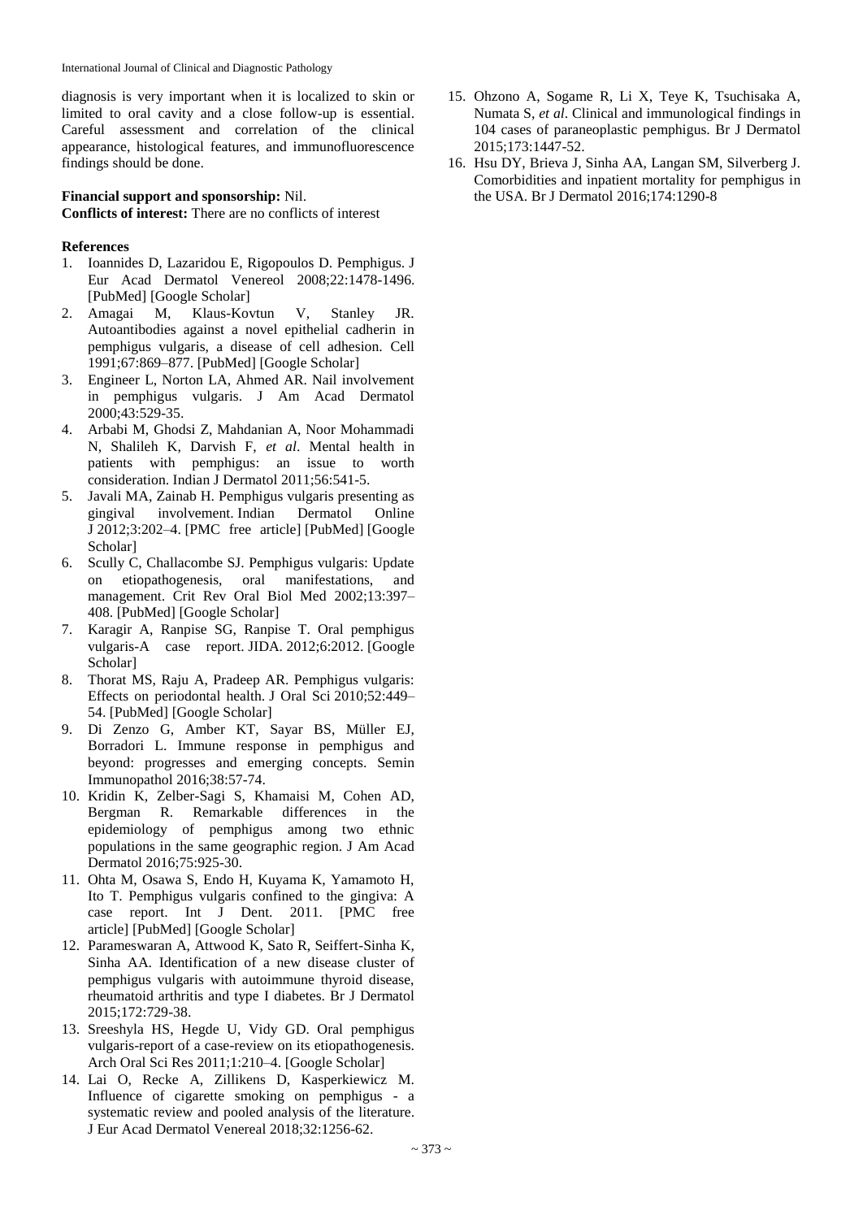diagnosis is very important when it is localized to skin or limited to oral cavity and a close follow-up is essential. Careful assessment and correlation of the clinical appearance, histological features, and immunofluorescence findings should be done.

**Financial support and sponsorship:** Nil.
**Conflicts of interest:** There are no conflicts of interest

## References

1. Ioannides D, Lazaridou E, Rigopoulos D. Pemphigus. J Eur Acad Dermatol Venereol 2008;22:1478-1496. [PubMed] [Google Scholar]
2. Amagai M, Klaus-Kovtun V, Stanley JR. Autoantibodies against a novel epithelial cadherin in pemphigus vulgaris, a disease of cell adhesion. Cell 1991;67:869–877. [PubMed] [Google Scholar]
3. Engineer L, Norton LA, Ahmed AR. Nail involvement in pemphigus vulgaris. J Am Acad Dermatol 2000;43:529-35.
4. Arbabi M, Ghodsi Z, Mahdanian A, Noor Mohammadi N, Shalileh K, Darvish F, *et al*. Mental health in patients with pemphigus: an issue to worth consideration. Indian J Dermatol 2011;56:541-5.
5. Javali MA, Zainab H. Pemphigus vulgaris presenting as gingival involvement. Indian Dermatol Online J 2012;3:202–4. [PMC free article] [PubMed] [Google Scholar]
6. Scully C, Challacombe SJ. Pemphigus vulgaris: Update on etiopathogenesis, oral manifestations, and management. Crit Rev Oral Biol Med 2002;13:397–408. [PubMed] [Google Scholar]
7. Karagir A, Ranpise SG, Ranpise T. Oral pemphigus vulgaris-A case report. JIDA. 2012;6:2012. [Google Scholar]
8. Thorat MS, Raju A, Pradeep AR. Pemphigus vulgaris: Effects on periodontal health. J Oral Sci 2010;52:449–54. [PubMed] [Google Scholar]
9. Di Zenzo G, Amber KT, Sayar BS, Müller EJ, Borradori L. Immune response in pemphigus and beyond: progresses and emerging concepts. Semin Immunopathol 2016;38:57-74.
10. Kridin K, Zelber-Sagi S, Khamaisi M, Cohen AD, Bergman R. Remarkable differences in the epidemiology of pemphigus among two ethnic populations in the same geographic region. J Am Acad Dermatol 2016;75:925-30.
11. Ohta M, Osawa S, Endo H, Kuyama K, Yamamoto H, Ito T. Pemphigus vulgaris confined to the gingiva: A case report. Int J Dent. 2011. [PMC free article] [PubMed] [Google Scholar]
12. Parameswaran A, Attwood K, Sato R, Seiffert-Sinha K, Sinha AA. Identification of a new disease cluster of pemphigus vulgaris with autoimmune thyroid disease, rheumatoid arthritis and type I diabetes. Br J Dermatol 2015;172:729-38.
13. Sreeshyla HS, Hegde U, Vidy GD. Oral pemphigus vulgaris-report of a case-review on its etiopathogenesis. Arch Oral Sci Res 2011;1:210–4. [Google Scholar]
14. Lai O, Recke A, Zillikens D, Kasperkiewicz M. Influence of cigarette smoking on pemphigus - a systematic review and pooled analysis of the literature. J Eur Acad Dermatol Venereal 2018;32:1256-62.
15. Ohzono A, Sogame R, Li X, Teye K, Tsuchisaka A, Numata S, *et al*. Clinical and immunological findings in 104 cases of paraneoplastic pemphigus. Br J Dermatol 2015;173:1447-52.
16. Hsu DY, Brieva J, Sinha AA, Langan SM, Silverberg J. Comorbidities and inpatient mortality for pemphigus in the USA. Br J Dermatol 2016;174:1290-8